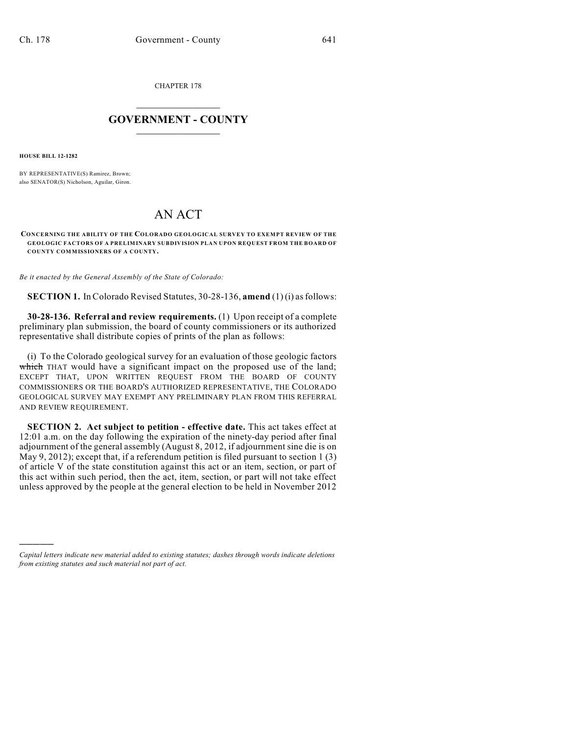CHAPTER 178

# GOVERNMENT - COUNTY

**HOUSE BILL 12-1282**

BY REPRESENTATIVE(S) Ramirez, Brown;
also SENATOR(S) Nicholson, Aguilar, Giron.

# AN ACT

**CONCERNING THE ABILITY OF THE COLORADO GEOLOGICAL SURVEY TO EXEMPT REVIEW OF THE GEOLOGIC FACTORS OF A PRELIMINARY SUBDIVISION PLAN UPON REQUEST FROM THE BOARD OF COUNTY COMMISSIONERS OF A COUNTY.**

*Be it enacted by the General Assembly of the State of Colorado:*

**SECTION 1.** In Colorado Revised Statutes, 30-28-136, **amend** (1) (i) as follows:

**30-28-136. Referral and review requirements.** (1) Upon receipt of a complete preliminary plan submission, the board of county commissioners or its authorized representative shall distribute copies of prints of the plan as follows:

(i) To the Colorado geological survey for an evaluation of those geologic factors ~~which~~ THAT would have a significant impact on the proposed use of the land; EXCEPT THAT, UPON WRITTEN REQUEST FROM THE BOARD OF COUNTY COMMISSIONERS OR THE BOARD'S AUTHORIZED REPRESENTATIVE, THE COLORADO GEOLOGICAL SURVEY MAY EXEMPT ANY PRELIMINARY PLAN FROM THIS REFERRAL AND REVIEW REQUIREMENT.

**SECTION 2. Act subject to petition - effective date.** This act takes effect at 12:01 a.m. on the day following the expiration of the ninety-day period after final adjournment of the general assembly (August 8, 2012, if adjournment sine die is on May 9, 2012); except that, if a referendum petition is filed pursuant to section 1 (3) of article V of the state constitution against this act or an item, section, or part of this act within such period, then the act, item, section, or part will not take effect unless approved by the people at the general election to be held in November 2012

*Capital letters indicate new material added to existing statutes; dashes through words indicate deletions from existing statutes and such material not part of act.*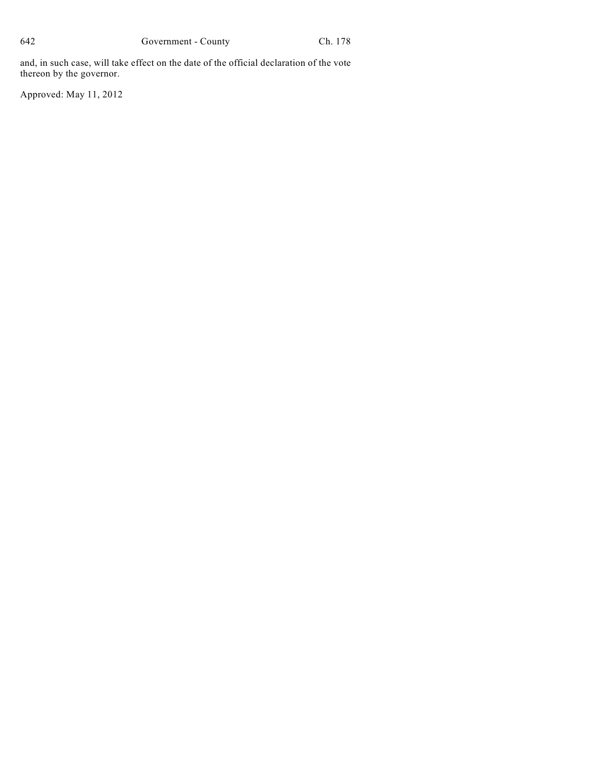and, in such case, will take effect on the date of the official declaration of the vote thereon by the governor.

Approved: May 11, 2012